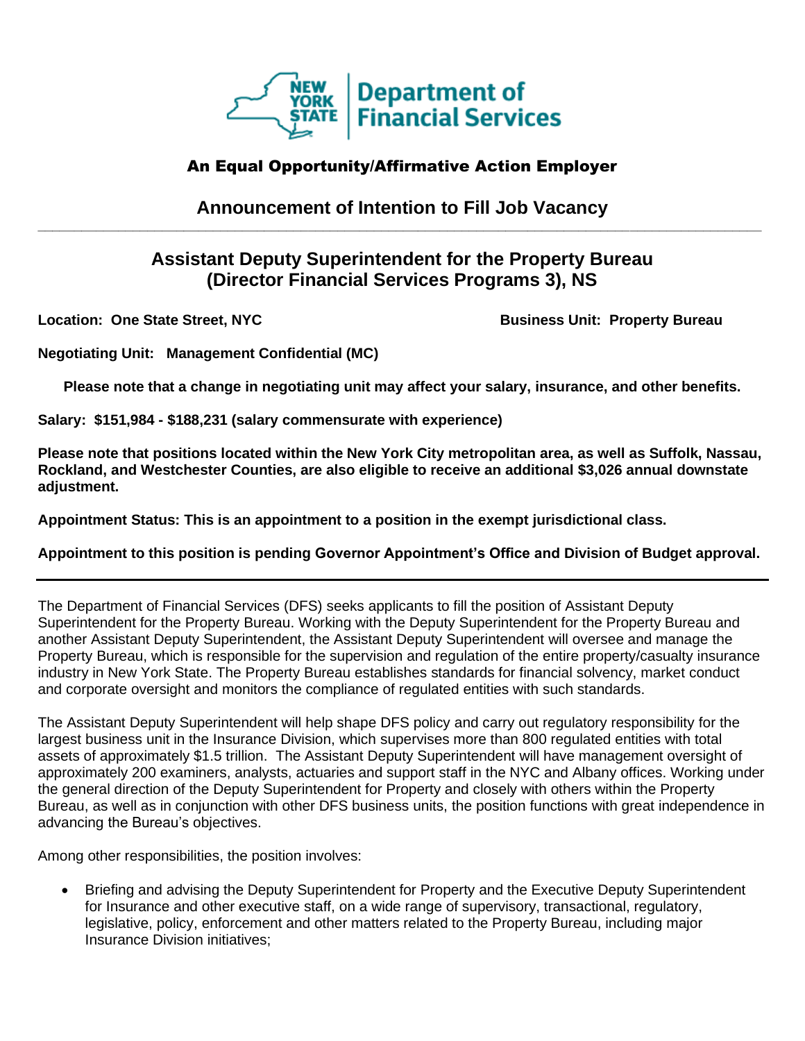**NEW YORK STATE | Department of Financial Services**

### An Equal Opportunity/Affirmative Action Employer

## Announcement of Intention to Fill Job Vacancy

---

## Assistant Deputy Superintendent for the Property Bureau (Director Financial Services Programs 3), NS

**Location: One State Street, NYC** **Business Unit: Property Bureau**

**Negotiating Unit: Management Confidential (MC)**

**Please note that a change in negotiating unit may affect your salary, insurance, and other benefits.**

**Salary: $151,984 - $188,231 (salary commensurate with experience)**

**Please note that positions located within the New York City metropolitan area, as well as Suffolk, Nassau, Rockland, and Westchester Counties, are also eligible to receive an additional $3,026 annual downstate adjustment.**

**Appointment Status: This is an appointment to a position in the exempt jurisdictional class.**

**Appointment to this position is pending Governor Appointment's Office and Division of Budget approval.**

---

The Department of Financial Services (DFS) seeks applicants to fill the position of Assistant Deputy Superintendent for the Property Bureau. Working with the Deputy Superintendent for the Property Bureau and another Assistant Deputy Superintendent, the Assistant Deputy Superintendent will oversee and manage the Property Bureau, which is responsible for the supervision and regulation of the entire property/casualty insurance industry in New York State. The Property Bureau establishes standards for financial solvency, market conduct and corporate oversight and monitors the compliance of regulated entities with such standards.

The Assistant Deputy Superintendent will help shape DFS policy and carry out regulatory responsibility for the largest business unit in the Insurance Division, which supervises more than 800 regulated entities with total assets of approximately $1.5 trillion. The Assistant Deputy Superintendent will have management oversight of approximately 200 examiners, analysts, actuaries and support staff in the NYC and Albany offices. Working under the general direction of the Deputy Superintendent for Property and closely with others within the Property Bureau, as well as in conjunction with other DFS business units, the position functions with great independence in advancing the Bureau's objectives.

Among other responsibilities, the position involves:

- Briefing and advising the Deputy Superintendent for Property and the Executive Deputy Superintendent for Insurance and other executive staff, on a wide range of supervisory, transactional, regulatory, legislative, policy, enforcement and other matters related to the Property Bureau, including major Insurance Division initiatives;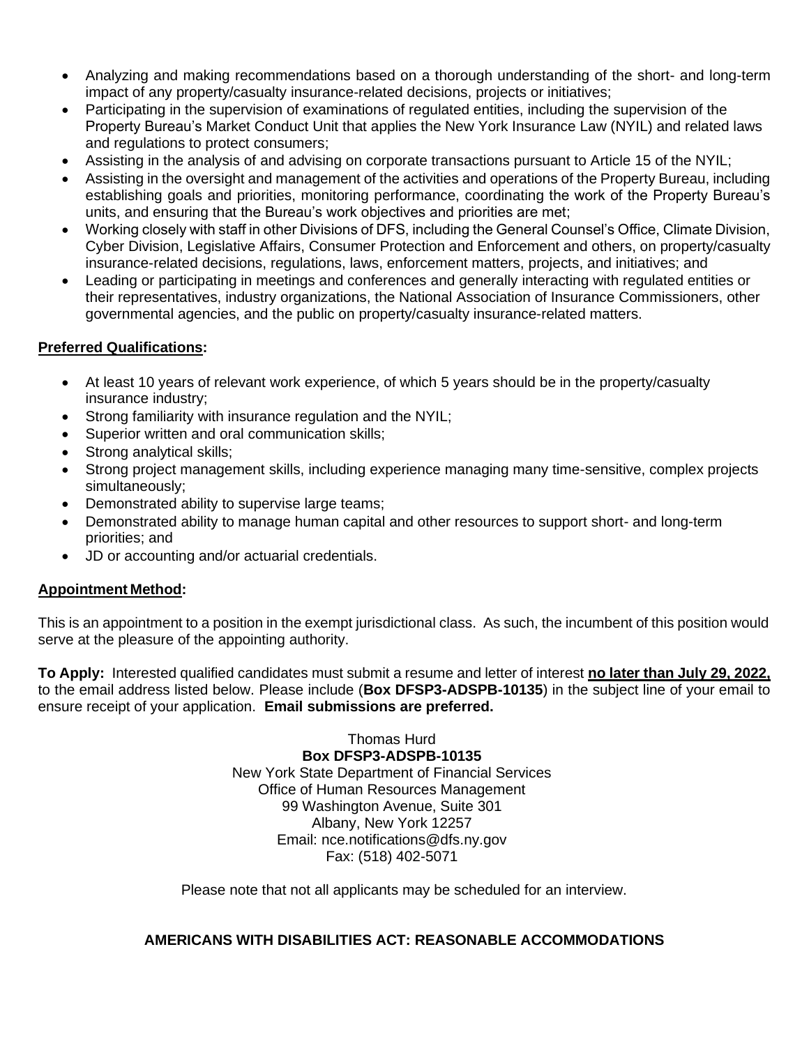- Analyzing and making recommendations based on a thorough understanding of the short- and long-term impact of any property/casualty insurance-related decisions, projects or initiatives;
- Participating in the supervision of examinations of regulated entities, including the supervision of the Property Bureau's Market Conduct Unit that applies the New York Insurance Law (NYIL) and related laws and regulations to protect consumers;
- Assisting in the analysis of and advising on corporate transactions pursuant to Article 15 of the NYIL;
- Assisting in the oversight and management of the activities and operations of the Property Bureau, including establishing goals and priorities, monitoring performance, coordinating the work of the Property Bureau's units, and ensuring that the Bureau's work objectives and priorities are met;
- Working closely with staff in other Divisions of DFS, including the General Counsel's Office, Climate Division, Cyber Division, Legislative Affairs, Consumer Protection and Enforcement and others, on property/casualty insurance-related decisions, regulations, laws, enforcement matters, projects, and initiatives; and
- Leading or participating in meetings and conferences and generally interacting with regulated entities or their representatives, industry organizations, the National Association of Insurance Commissioners, other governmental agencies, and the public on property/casualty insurance-related matters.

**Preferred Qualifications:**

- At least 10 years of relevant work experience, of which 5 years should be in the property/casualty insurance industry;
- Strong familiarity with insurance regulation and the NYIL;
- Superior written and oral communication skills;
- Strong analytical skills;
- Strong project management skills, including experience managing many time-sensitive, complex projects simultaneously;
- Demonstrated ability to supervise large teams;
- Demonstrated ability to manage human capital and other resources to support short- and long-term priorities; and
- JD or accounting and/or actuarial credentials.

**Appointment Method:**

This is an appointment to a position in the exempt jurisdictional class. As such, the incumbent of this position would serve at the pleasure of the appointing authority.

**To Apply:** Interested qualified candidates must submit a resume and letter of interest **no later than July 29, 2022,** to the email address listed below. Please include (**Box DFSP3-ADSPB-10135**) in the subject line of your email to ensure receipt of your application. **Email submissions are preferred.**

Thomas Hurd
**Box DFSP3-ADSPB-10135**
New York State Department of Financial Services
Office of Human Resources Management
99 Washington Avenue, Suite 301
Albany, New York 12257
Email: nce.notifications@dfs.ny.gov
Fax: (518) 402-5071

Please note that not all applicants may be scheduled for an interview.

**AMERICANS WITH DISABILITIES ACT: REASONABLE ACCOMMODATIONS**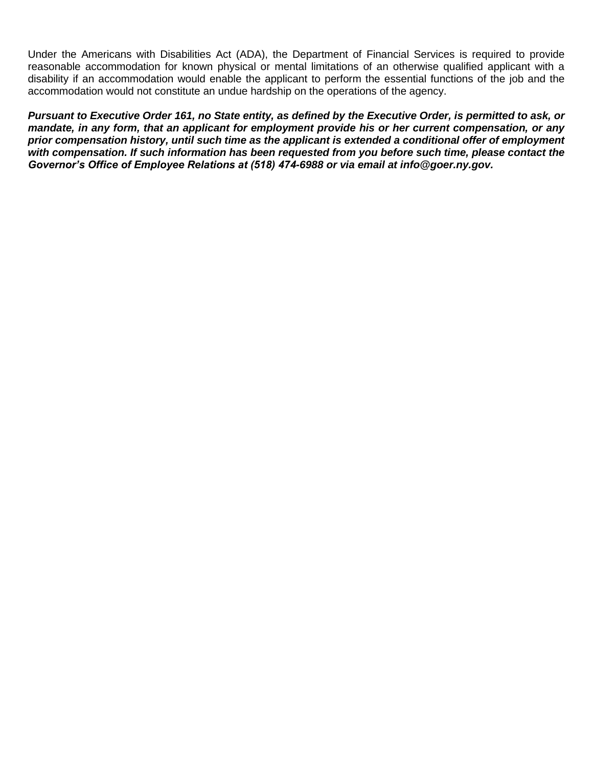Under the Americans with Disabilities Act (ADA), the Department of Financial Services is required to provide reasonable accommodation for known physical or mental limitations of an otherwise qualified applicant with a disability if an accommodation would enable the applicant to perform the essential functions of the job and the accommodation would not constitute an undue hardship on the operations of the agency.

***Pursuant to Executive Order 161, no State entity, as defined by the Executive Order, is permitted to ask, or mandate, in any form, that an applicant for employment provide his or her current compensation, or any prior compensation history, until such time as the applicant is extended a conditional offer of employment with compensation. If such information has been requested from you before such time, please contact the Governor's Office of Employee Relations at (518) 474-6988 or via email at info@goer.ny.gov.***